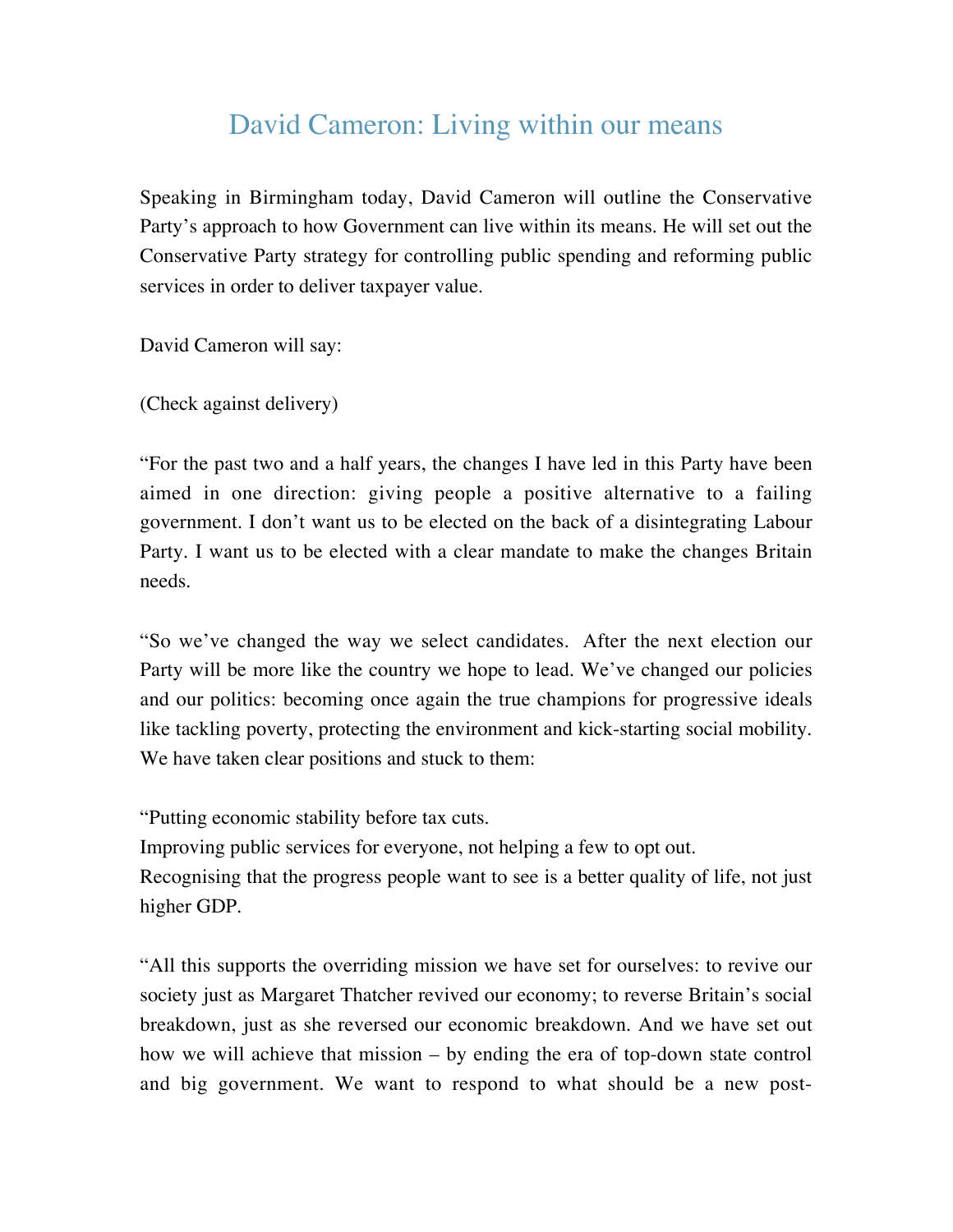# David Cameron: Living within our means

Speaking in Birmingham today, David Cameron will outline the Conservative Party's approach to how Government can live within its means. He will set out the Conservative Party strategy for controlling public spending and reforming public services in order to deliver taxpayer value.

David Cameron will say:

(Check against delivery)

"For the past two and a half years, the changes I have led in this Party have been aimed in one direction: giving people a positive alternative to a failing government. I don't want us to be elected on the back of a disintegrating Labour Party. I want us to be elected with a clear mandate to make the changes Britain needs.

"So we've changed the way we select candidates. After the next election our Party will be more like the country we hope to lead. We've changed our policies and our politics: becoming once again the true champions for progressive ideals like tackling poverty, protecting the environment and kick-starting social mobility. We have taken clear positions and stuck to them:

"Putting economic stability before tax cuts.
Improving public services for everyone, not helping a few to opt out.
Recognising that the progress people want to see is a better quality of life, not just higher GDP.

"All this supports the overriding mission we have set for ourselves: to revive our society just as Margaret Thatcher revived our economy; to reverse Britain's social breakdown, just as she reversed our economic breakdown. And we have set out how we will achieve that mission – by ending the era of top-down state control and big government. We want to respond to what should be a new post-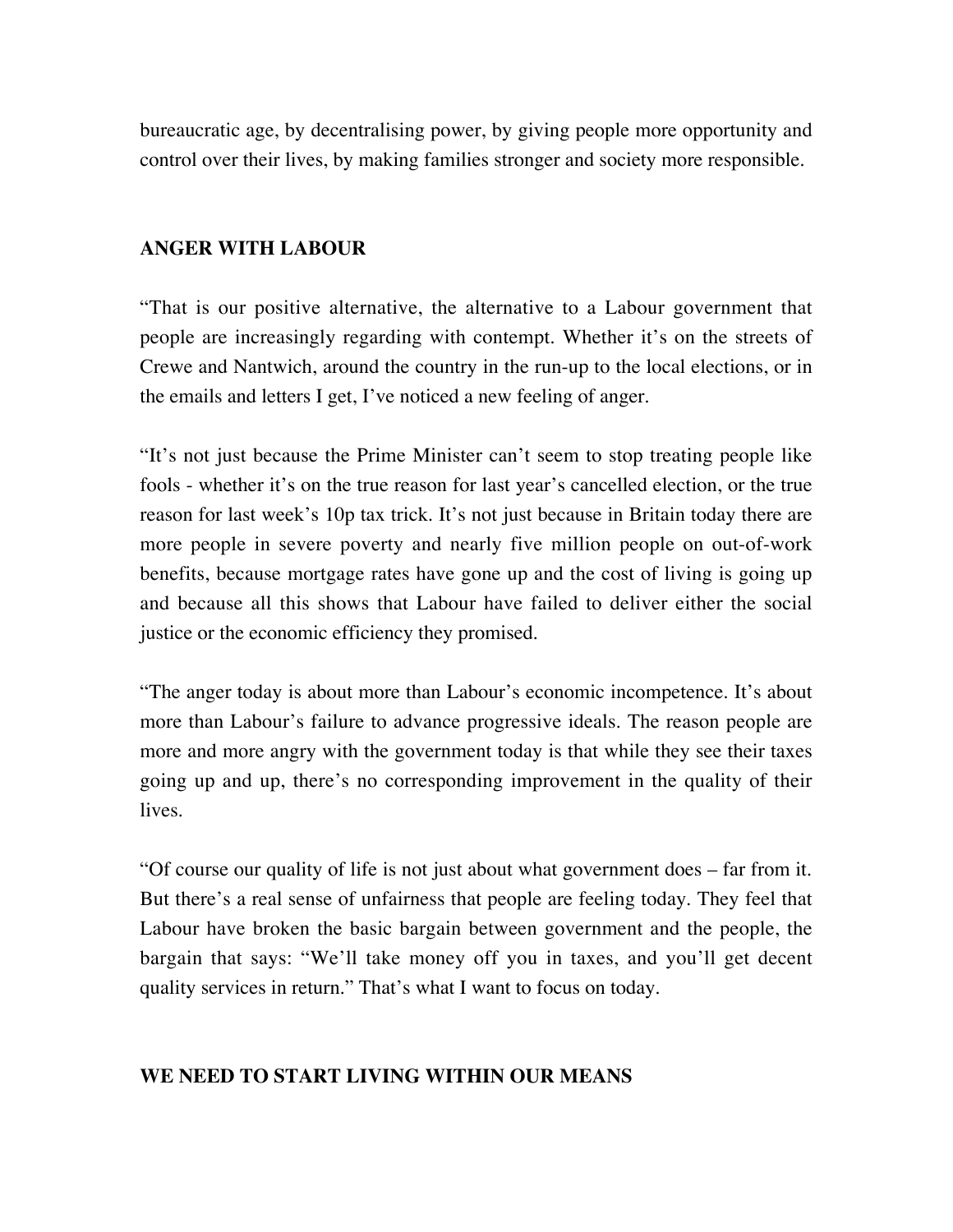bureaucratic age, by decentralising power, by giving people more opportunity and control over their lives, by making families stronger and society more responsible.

**ANGER WITH LABOUR**

"That is our positive alternative, the alternative to a Labour government that people are increasingly regarding with contempt. Whether it's on the streets of Crewe and Nantwich, around the country in the run-up to the local elections, or in the emails and letters I get, I've noticed a new feeling of anger.

"It's not just because the Prime Minister can't seem to stop treating people like fools - whether it's on the true reason for last year's cancelled election, or the true reason for last week's 10p tax trick. It's not just because in Britain today there are more people in severe poverty and nearly five million people on out-of-work benefits, because mortgage rates have gone up and the cost of living is going up and because all this shows that Labour have failed to deliver either the social justice or the economic efficiency they promised.

"The anger today is about more than Labour's economic incompetence. It's about more than Labour's failure to advance progressive ideals. The reason people are more and more angry with the government today is that while they see their taxes going up and up, there's no corresponding improvement in the quality of their lives.

"Of course our quality of life is not just about what government does – far from it. But there's a real sense of unfairness that people are feeling today. They feel that Labour have broken the basic bargain between government and the people, the bargain that says: "We'll take money off you in taxes, and you'll get decent quality services in return." That's what I want to focus on today.

**WE NEED TO START LIVING WITHIN OUR MEANS**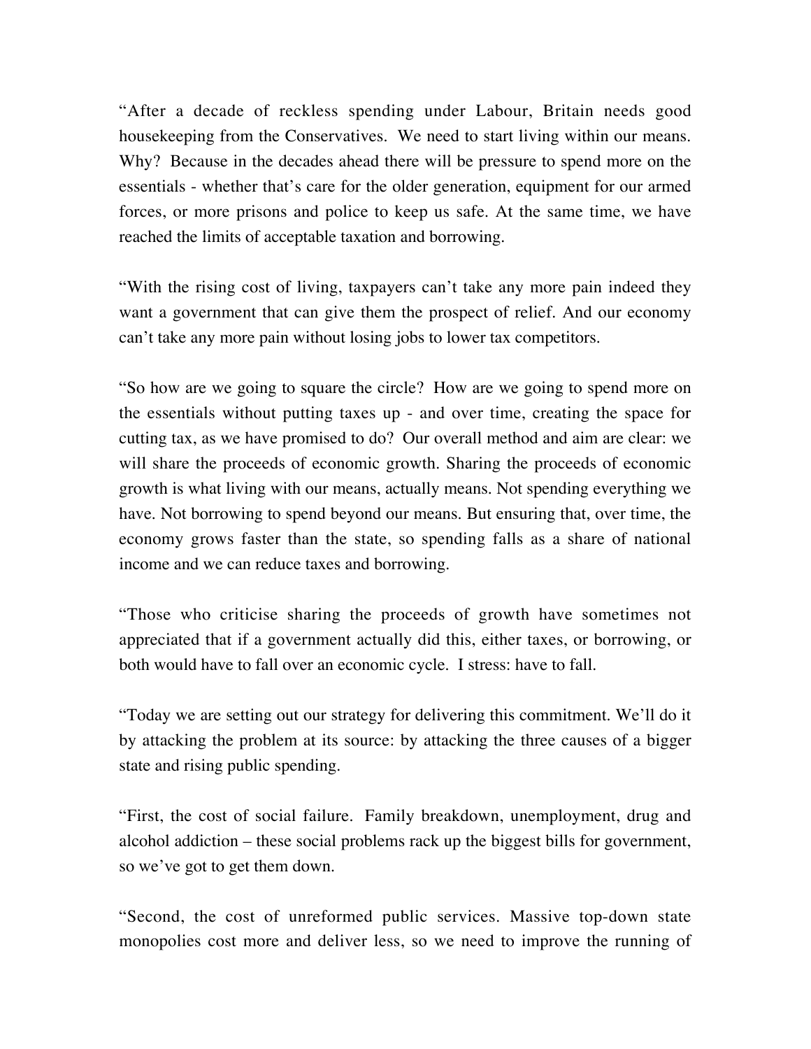"After a decade of reckless spending under Labour, Britain needs good housekeeping from the Conservatives. We need to start living within our means. Why? Because in the decades ahead there will be pressure to spend more on the essentials - whether that's care for the older generation, equipment for our armed forces, or more prisons and police to keep us safe. At the same time, we have reached the limits of acceptable taxation and borrowing.

"With the rising cost of living, taxpayers can't take any more pain indeed they want a government that can give them the prospect of relief. And our economy can't take any more pain without losing jobs to lower tax competitors.

"So how are we going to square the circle? How are we going to spend more on the essentials without putting taxes up - and over time, creating the space for cutting tax, as we have promised to do? Our overall method and aim are clear: we will share the proceeds of economic growth. Sharing the proceeds of economic growth is what living with our means, actually means. Not spending everything we have. Not borrowing to spend beyond our means. But ensuring that, over time, the economy grows faster than the state, so spending falls as a share of national income and we can reduce taxes and borrowing.

"Those who criticise sharing the proceeds of growth have sometimes not appreciated that if a government actually did this, either taxes, or borrowing, or both would have to fall over an economic cycle. I stress: have to fall.

"Today we are setting out our strategy for delivering this commitment. We'll do it by attacking the problem at its source: by attacking the three causes of a bigger state and rising public spending.

"First, the cost of social failure. Family breakdown, unemployment, drug and alcohol addiction – these social problems rack up the biggest bills for government, so we've got to get them down.

"Second, the cost of unreformed public services. Massive top-down state monopolies cost more and deliver less, so we need to improve the running of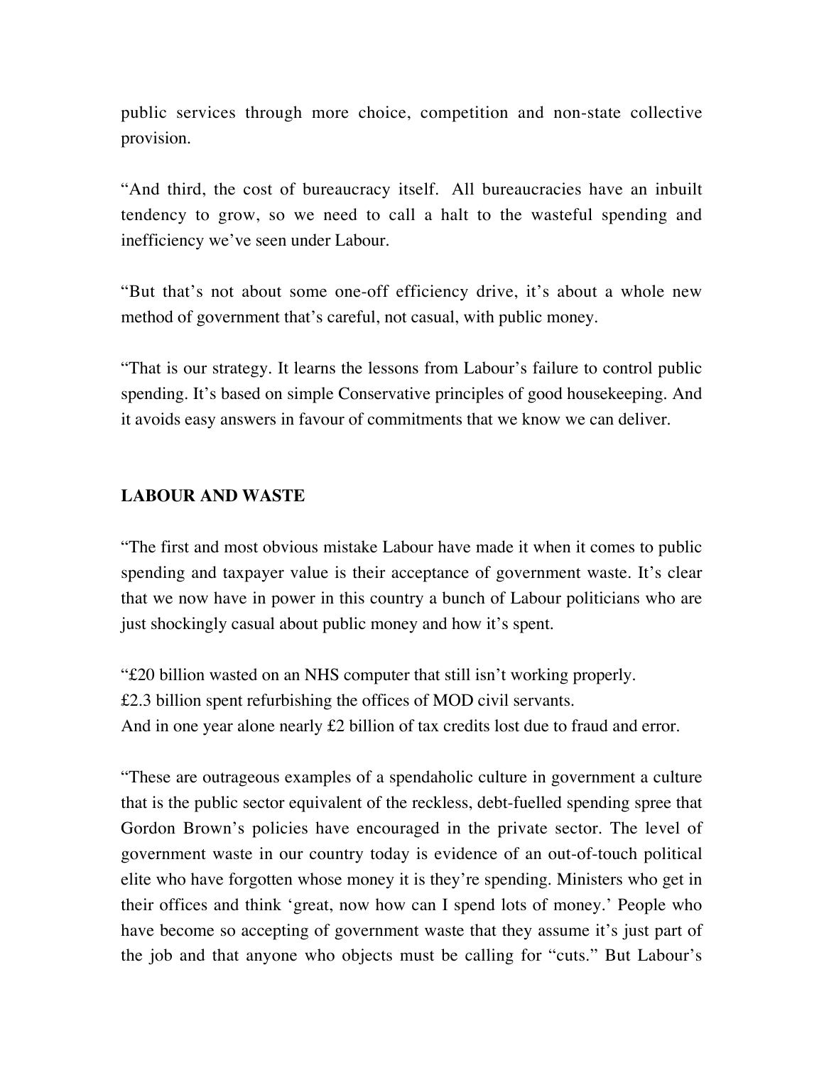public services through more choice, competition and non-state collective provision.

"And third, the cost of bureaucracy itself. All bureaucracies have an inbuilt tendency to grow, so we need to call a halt to the wasteful spending and inefficiency we've seen under Labour.

"But that's not about some one-off efficiency drive, it's about a whole new method of government that's careful, not casual, with public money.

"That is our strategy. It learns the lessons from Labour's failure to control public spending. It's based on simple Conservative principles of good housekeeping. And it avoids easy answers in favour of commitments that we know we can deliver.

**LABOUR AND WASTE**

"The first and most obvious mistake Labour have made it when it comes to public spending and taxpayer value is their acceptance of government waste. It's clear that we now have in power in this country a bunch of Labour politicians who are just shockingly casual about public money and how it's spent.

"£20 billion wasted on an NHS computer that still isn't working properly.
£2.3 billion spent refurbishing the offices of MOD civil servants.
And in one year alone nearly £2 billion of tax credits lost due to fraud and error.

"These are outrageous examples of a spendaholic culture in government a culture that is the public sector equivalent of the reckless, debt-fuelled spending spree that Gordon Brown's policies have encouraged in the private sector. The level of government waste in our country today is evidence of an out-of-touch political elite who have forgotten whose money it is they're spending. Ministers who get in their offices and think 'great, now how can I spend lots of money.' People who have become so accepting of government waste that they assume it's just part of the job and that anyone who objects must be calling for "cuts." But Labour's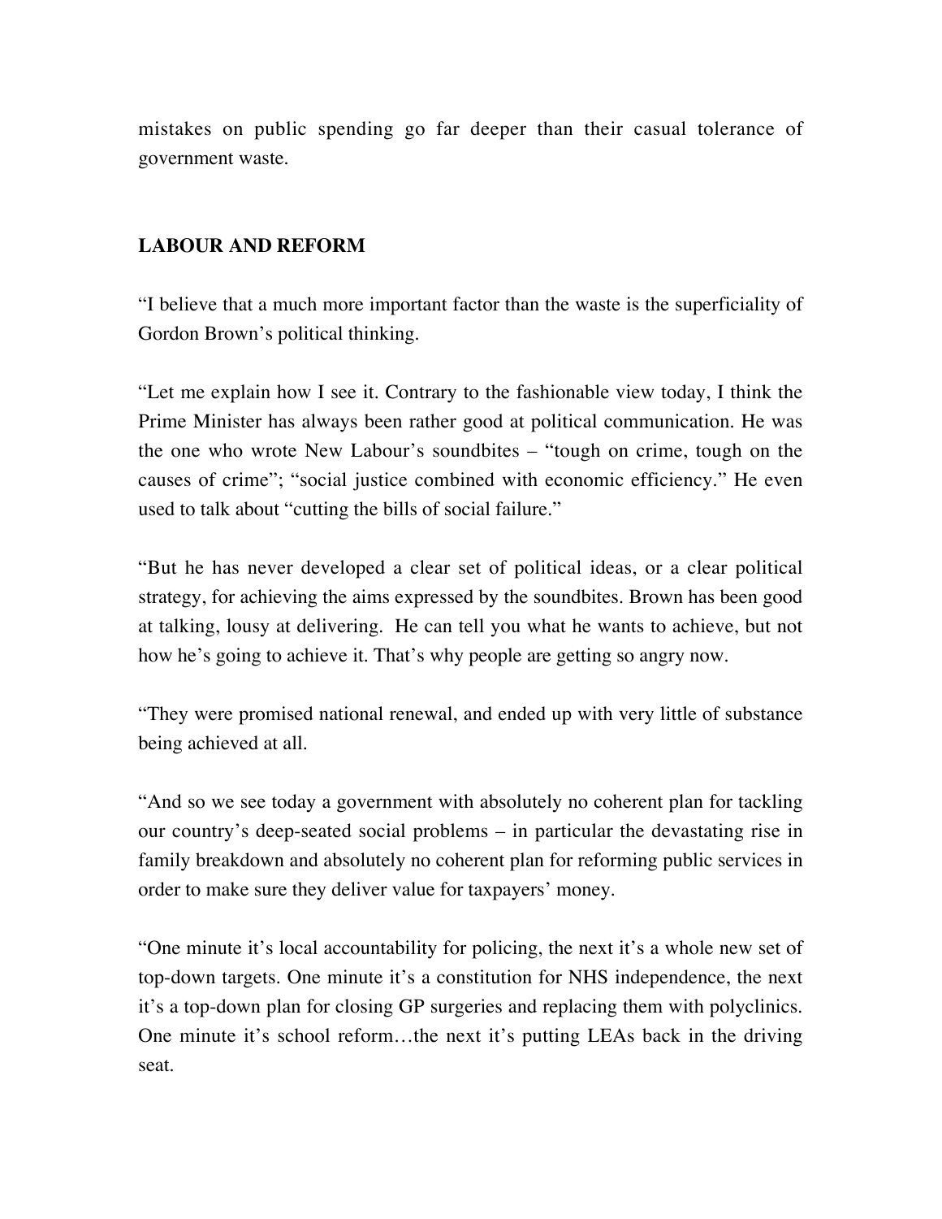mistakes on public spending go far deeper than their casual tolerance of government waste.

**LABOUR AND REFORM**

"I believe that a much more important factor than the waste is the superficiality of Gordon Brown's political thinking.

"Let me explain how I see it. Contrary to the fashionable view today, I think the Prime Minister has always been rather good at political communication. He was the one who wrote New Labour's soundbites – "tough on crime, tough on the causes of crime"; "social justice combined with economic efficiency." He even used to talk about "cutting the bills of social failure."

"But he has never developed a clear set of political ideas, or a clear political strategy, for achieving the aims expressed by the soundbites. Brown has been good at talking, lousy at delivering. He can tell you what he wants to achieve, but not how he's going to achieve it. That's why people are getting so angry now.

"They were promised national renewal, and ended up with very little of substance being achieved at all.

"And so we see today a government with absolutely no coherent plan for tackling our country's deep-seated social problems – in particular the devastating rise in family breakdown and absolutely no coherent plan for reforming public services in order to make sure they deliver value for taxpayers' money.

"One minute it's local accountability for policing, the next it's a whole new set of top-down targets. One minute it's a constitution for NHS independence, the next it's a top-down plan for closing GP surgeries and replacing them with polyclinics. One minute it's school reform…the next it's putting LEAs back in the driving seat.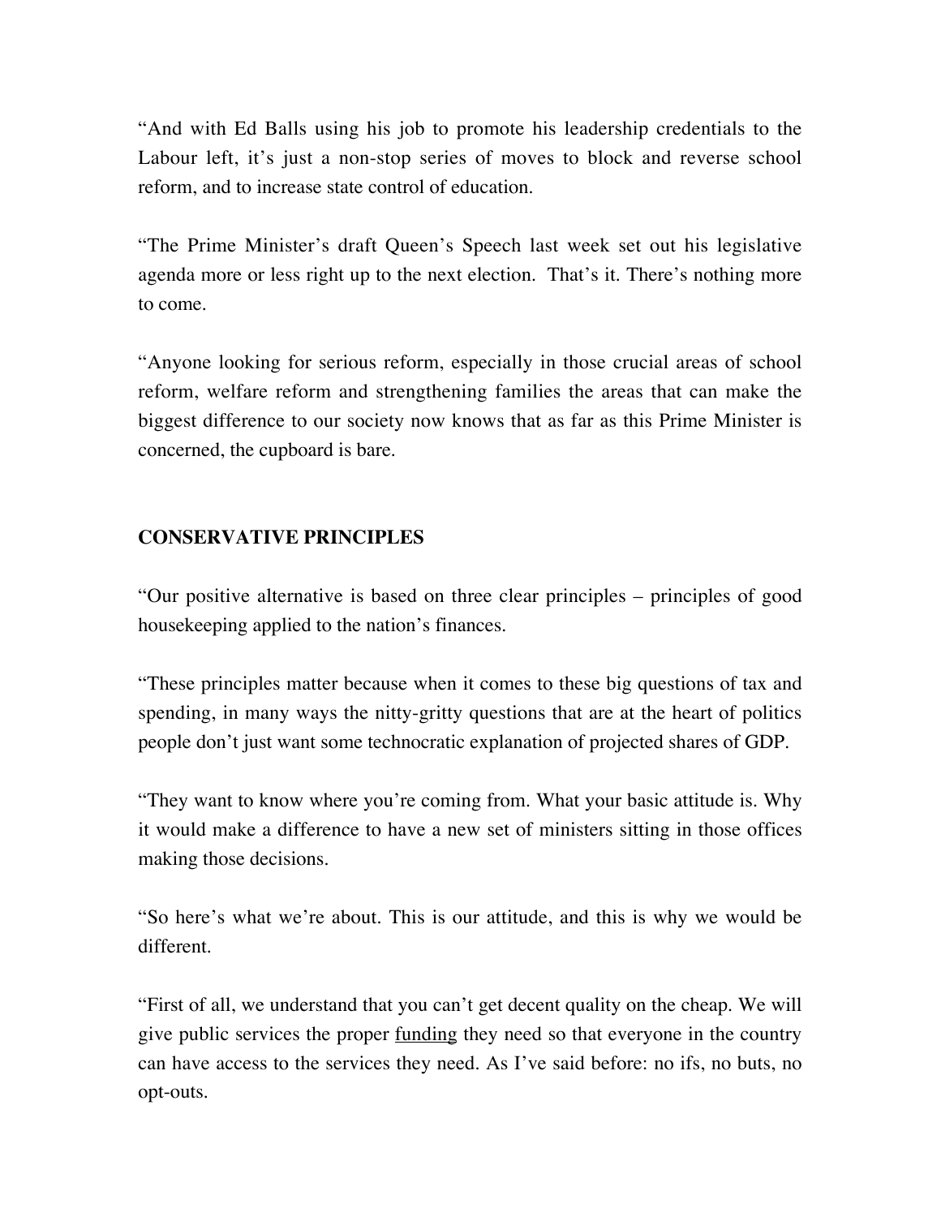"And with Ed Balls using his job to promote his leadership credentials to the Labour left, it's just a non-stop series of moves to block and reverse school reform, and to increase state control of education.

"The Prime Minister's draft Queen's Speech last week set out his legislative agenda more or less right up to the next election. That's it. There's nothing more to come.

"Anyone looking for serious reform, especially in those crucial areas of school reform, welfare reform and strengthening families the areas that can make the biggest difference to our society now knows that as far as this Prime Minister is concerned, the cupboard is bare.

**CONSERVATIVE PRINCIPLES**

"Our positive alternative is based on three clear principles – principles of good housekeeping applied to the nation's finances.

"These principles matter because when it comes to these big questions of tax and spending, in many ways the nitty-gritty questions that are at the heart of politics people don't just want some technocratic explanation of projected shares of GDP.

"They want to know where you're coming from. What your basic attitude is. Why it would make a difference to have a new set of ministers sitting in those offices making those decisions.

"So here's what we're about. This is our attitude, and this is why we would be different.

"First of all, we understand that you can't get decent quality on the cheap. We will give public services the proper <u>funding</u> they need so that everyone in the country can have access to the services they need. As I've said before: no ifs, no buts, no opt-outs.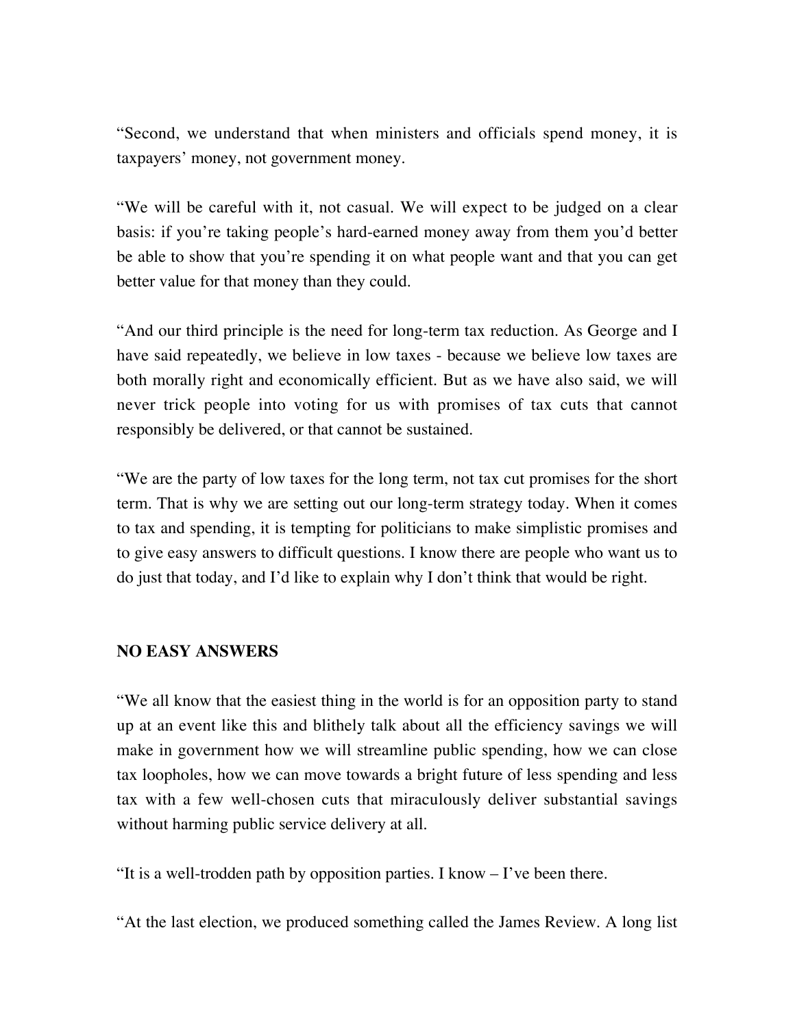"Second, we understand that when ministers and officials spend money, it is taxpayers' money, not government money.

"We will be careful with it, not casual. We will expect to be judged on a clear basis: if you're taking people's hard-earned money away from them you'd better be able to show that you're spending it on what people want and that you can get better value for that money than they could.

"And our third principle is the need for long-term tax reduction. As George and I have said repeatedly, we believe in low taxes - because we believe low taxes are both morally right and economically efficient. But as we have also said, we will never trick people into voting for us with promises of tax cuts that cannot responsibly be delivered, or that cannot be sustained.

"We are the party of low taxes for the long term, not tax cut promises for the short term. That is why we are setting out our long-term strategy today. When it comes to tax and spending, it is tempting for politicians to make simplistic promises and to give easy answers to difficult questions. I know there are people who want us to do just that today, and I'd like to explain why I don't think that would be right.

**NO EASY ANSWERS**

"We all know that the easiest thing in the world is for an opposition party to stand up at an event like this and blithely talk about all the efficiency savings we will make in government how we will streamline public spending, how we can close tax loopholes, how we can move towards a bright future of less spending and less tax with a few well-chosen cuts that miraculously deliver substantial savings without harming public service delivery at all.

"It is a well-trodden path by opposition parties. I know – I've been there.

"At the last election, we produced something called the James Review. A long list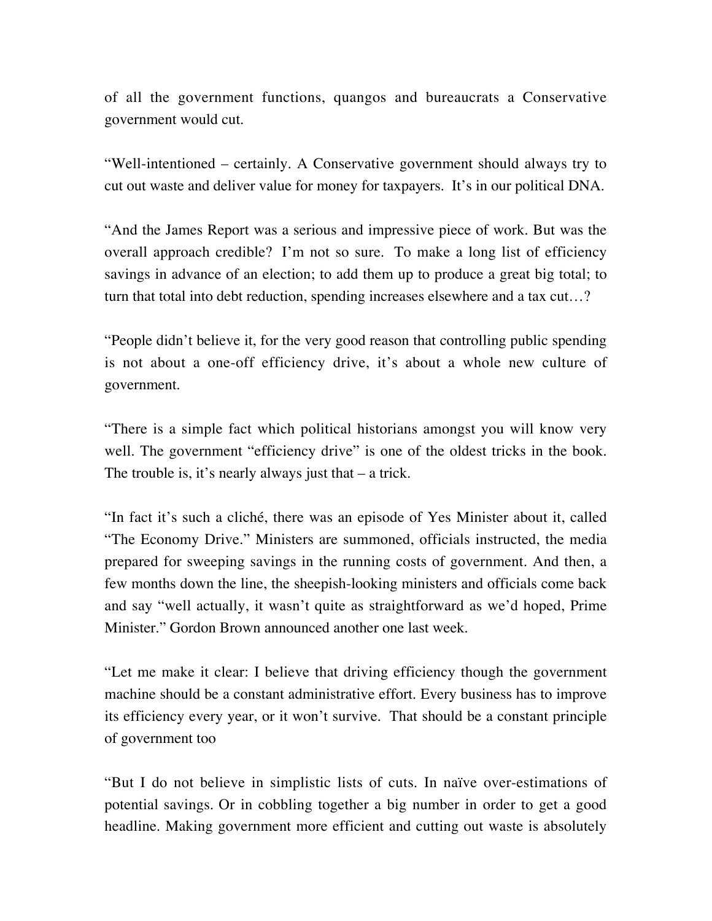of all the government functions, quangos and bureaucrats a Conservative government would cut.

“Well-intentioned – certainly. A Conservative government should always try to cut out waste and deliver value for money for taxpayers. It’s in our political DNA.

“And the James Report was a serious and impressive piece of work. But was the overall approach credible? I’m not so sure. To make a long list of efficiency savings in advance of an election; to add them up to produce a great big total; to turn that total into debt reduction, spending increases elsewhere and a tax cut…?

“People didn’t believe it, for the very good reason that controlling public spending is not about a one-off efficiency drive, it’s about a whole new culture of government.

“There is a simple fact which political historians amongst you will know very well. The government “efficiency drive” is one of the oldest tricks in the book. The trouble is, it’s nearly always just that – a trick.

“In fact it’s such a cliché, there was an episode of Yes Minister about it, called “The Economy Drive.” Ministers are summoned, officials instructed, the media prepared for sweeping savings in the running costs of government. And then, a few months down the line, the sheepish-looking ministers and officials come back and say “well actually, it wasn’t quite as straightforward as we’d hoped, Prime Minister.” Gordon Brown announced another one last week.

“Let me make it clear: I believe that driving efficiency though the government machine should be a constant administrative effort. Every business has to improve its efficiency every year, or it won’t survive. That should be a constant principle of government too

“But I do not believe in simplistic lists of cuts. In naïve over-estimations of potential savings. Or in cobbling together a big number in order to get a good headline. Making government more efficient and cutting out waste is absolutely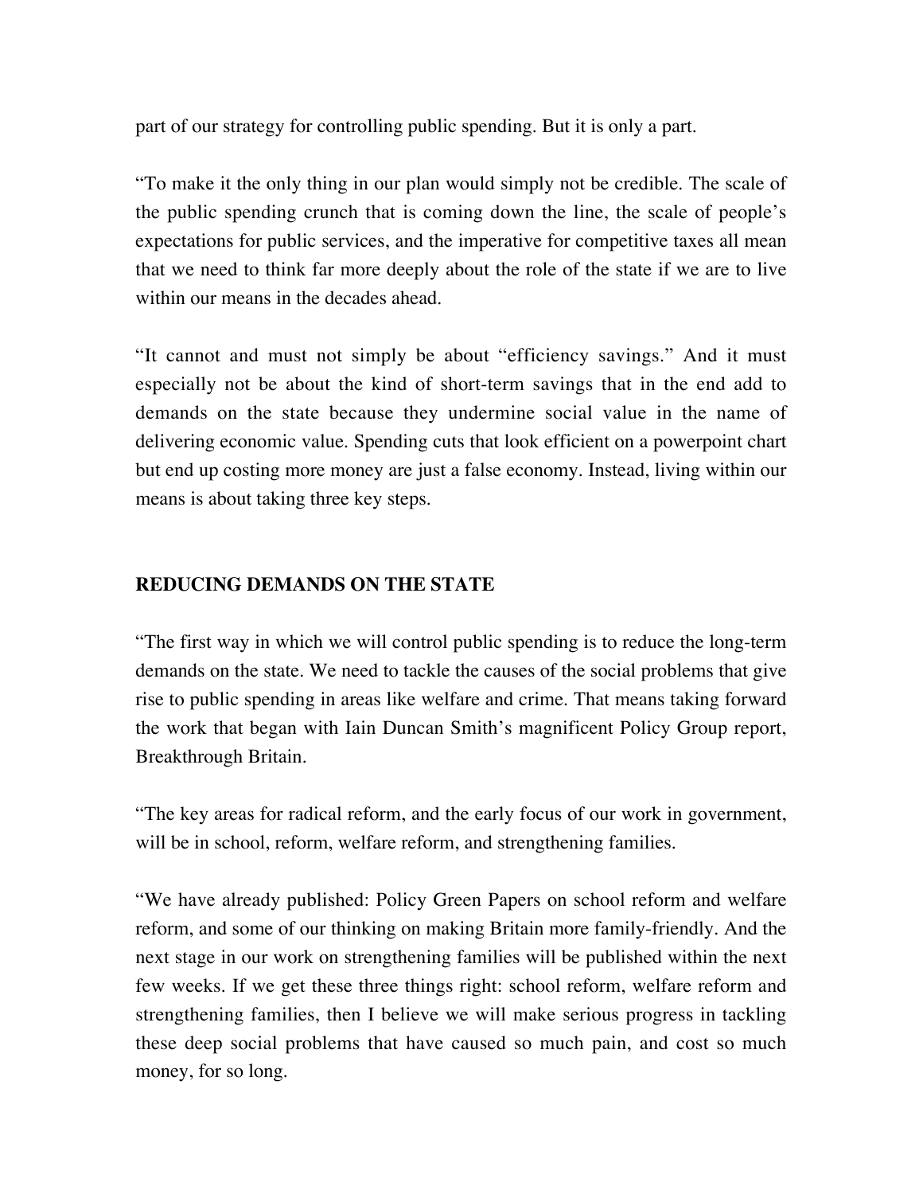part of our strategy for controlling public spending. But it is only a part.

"To make it the only thing in our plan would simply not be credible. The scale of the public spending crunch that is coming down the line, the scale of people's expectations for public services, and the imperative for competitive taxes all mean that we need to think far more deeply about the role of the state if we are to live within our means in the decades ahead.

"It cannot and must not simply be about "efficiency savings." And it must especially not be about the kind of short-term savings that in the end add to demands on the state because they undermine social value in the name of delivering economic value. Spending cuts that look efficient on a powerpoint chart but end up costing more money are just a false economy. Instead, living within our means is about taking three key steps.

**REDUCING DEMANDS ON THE STATE**

"The first way in which we will control public spending is to reduce the long-term demands on the state. We need to tackle the causes of the social problems that give rise to public spending in areas like welfare and crime. That means taking forward the work that began with Iain Duncan Smith's magnificent Policy Group report, Breakthrough Britain.

"The key areas for radical reform, and the early focus of our work in government, will be in school, reform, welfare reform, and strengthening families.

"We have already published: Policy Green Papers on school reform and welfare reform, and some of our thinking on making Britain more family-friendly. And the next stage in our work on strengthening families will be published within the next few weeks. If we get these three things right: school reform, welfare reform and strengthening families, then I believe we will make serious progress in tackling these deep social problems that have caused so much pain, and cost so much money, for so long.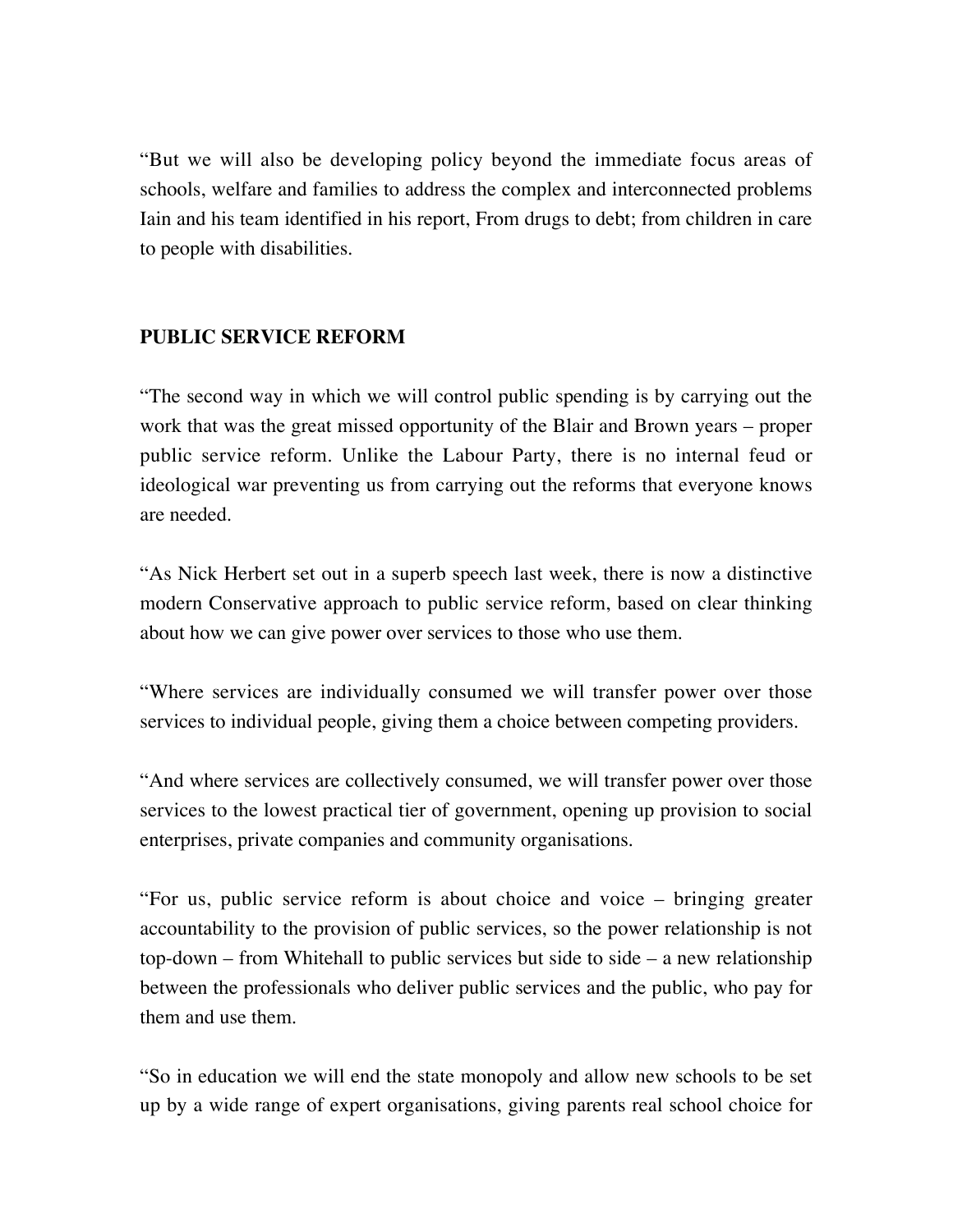"But we will also be developing policy beyond the immediate focus areas of schools, welfare and families to address the complex and interconnected problems Iain and his team identified in his report, From drugs to debt; from children in care to people with disabilities.

**PUBLIC SERVICE REFORM**

"The second way in which we will control public spending is by carrying out the work that was the great missed opportunity of the Blair and Brown years – proper public service reform. Unlike the Labour Party, there is no internal feud or ideological war preventing us from carrying out the reforms that everyone knows are needed.

"As Nick Herbert set out in a superb speech last week, there is now a distinctive modern Conservative approach to public service reform, based on clear thinking about how we can give power over services to those who use them.

"Where services are individually consumed we will transfer power over those services to individual people, giving them a choice between competing providers.

"And where services are collectively consumed, we will transfer power over those services to the lowest practical tier of government, opening up provision to social enterprises, private companies and community organisations.

"For us, public service reform is about choice and voice – bringing greater accountability to the provision of public services, so the power relationship is not top-down – from Whitehall to public services but side to side – a new relationship between the professionals who deliver public services and the public, who pay for them and use them.

"So in education we will end the state monopoly and allow new schools to be set up by a wide range of expert organisations, giving parents real school choice for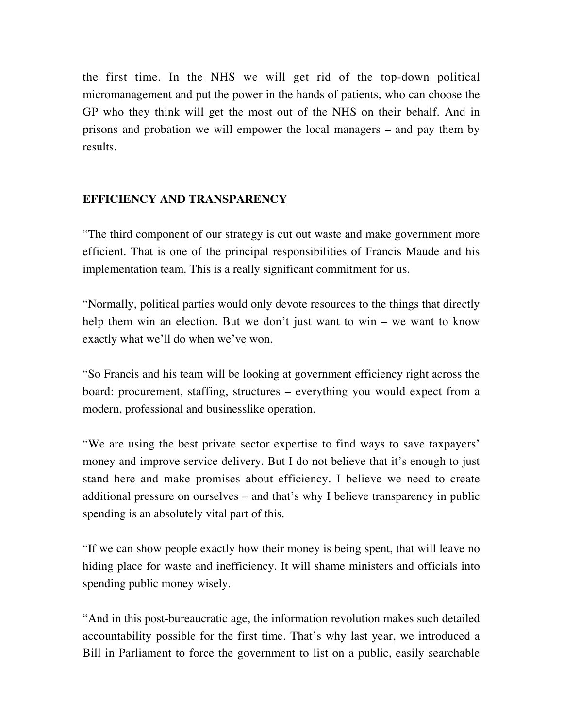the first time. In the NHS we will get rid of the top-down political micromanagement and put the power in the hands of patients, who can choose the GP who they think will get the most out of the NHS on their behalf. And in prisons and probation we will empower the local managers – and pay them by results.

**EFFICIENCY AND TRANSPARENCY**

"The third component of our strategy is cut out waste and make government more efficient. That is one of the principal responsibilities of Francis Maude and his implementation team. This is a really significant commitment for us.

"Normally, political parties would only devote resources to the things that directly help them win an election. But we don't just want to win – we want to know exactly what we'll do when we've won.

"So Francis and his team will be looking at government efficiency right across the board: procurement, staffing, structures – everything you would expect from a modern, professional and businesslike operation.

"We are using the best private sector expertise to find ways to save taxpayers' money and improve service delivery. But I do not believe that it's enough to just stand here and make promises about efficiency. I believe we need to create additional pressure on ourselves – and that's why I believe transparency in public spending is an absolutely vital part of this.

"If we can show people exactly how their money is being spent, that will leave no hiding place for waste and inefficiency. It will shame ministers and officials into spending public money wisely.

"And in this post-bureaucratic age, the information revolution makes such detailed accountability possible for the first time. That's why last year, we introduced a Bill in Parliament to force the government to list on a public, easily searchable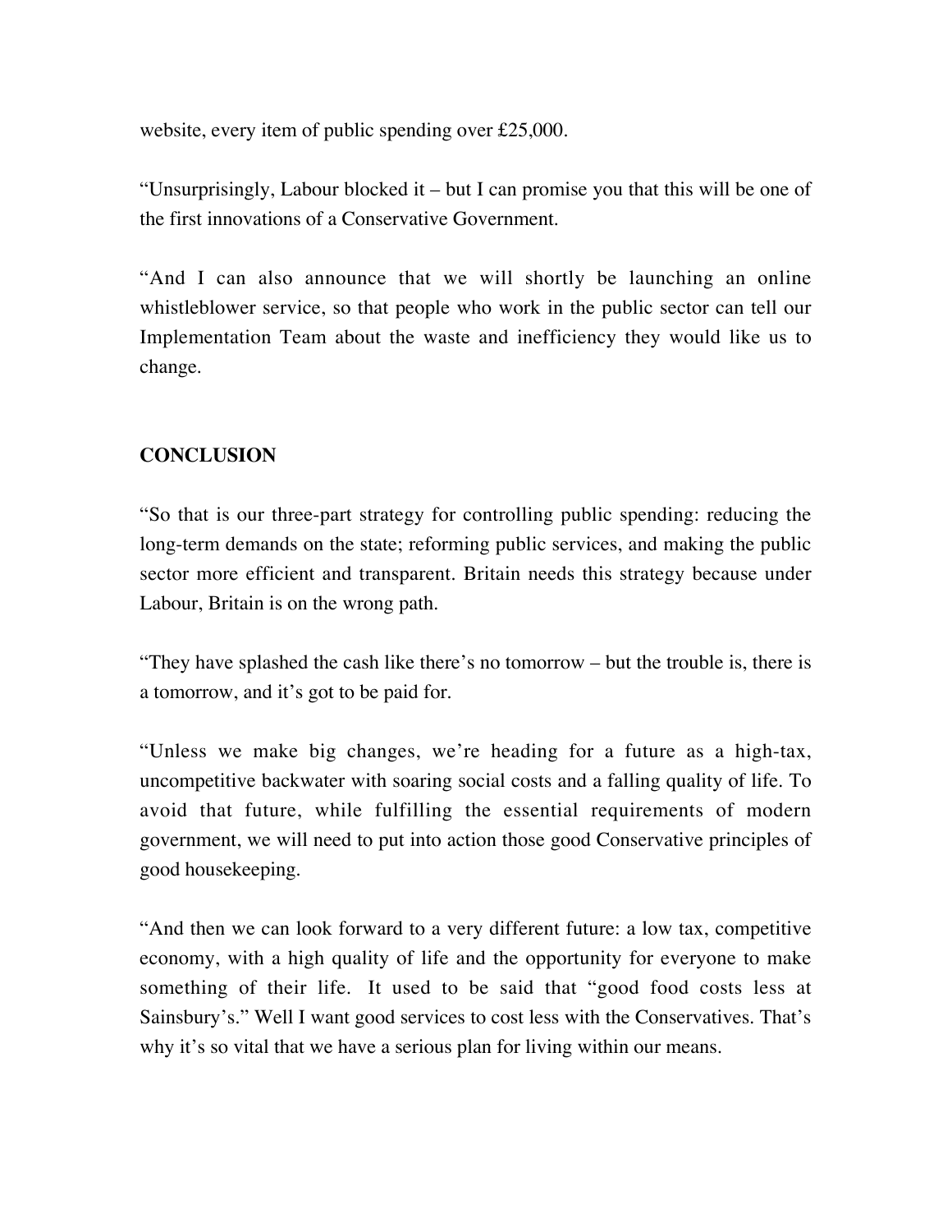website, every item of public spending over £25,000.

“Unsurprisingly, Labour blocked it – but I can promise you that this will be one of the first innovations of a Conservative Government.

“And I can also announce that we will shortly be launching an online whistleblower service, so that people who work in the public sector can tell our Implementation Team about the waste and inefficiency they would like us to change.

**CONCLUSION**

“So that is our three-part strategy for controlling public spending: reducing the long-term demands on the state; reforming public services, and making the public sector more efficient and transparent. Britain needs this strategy because under Labour, Britain is on the wrong path.

“They have splashed the cash like there’s no tomorrow – but the trouble is, there is a tomorrow, and it’s got to be paid for.

“Unless we make big changes, we’re heading for a future as a high-tax, uncompetitive backwater with soaring social costs and a falling quality of life. To avoid that future, while fulfilling the essential requirements of modern government, we will need to put into action those good Conservative principles of good housekeeping.

“And then we can look forward to a very different future: a low tax, competitive economy, with a high quality of life and the opportunity for everyone to make something of their life. It used to be said that “good food costs less at Sainsbury’s.” Well I want good services to cost less with the Conservatives. That’s why it’s so vital that we have a serious plan for living within our means.